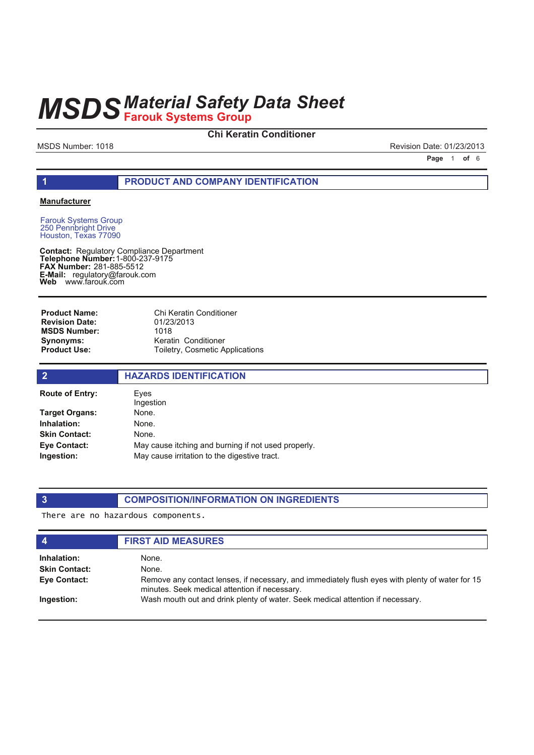# MSDS Material Safety Data Sheet

**Farouk Systems Group**

**Chi Keratin Conditioner**

MSDS Number: 1018 | Revision Date: 01/23/2013

## 1 PRODUCT AND COMPANY IDENTIFICATION

**Manufacturer**

Farouk Systems Group
250 Pennbright Drive
Houston, Texas 77090

**Contact:** Regulatory Compliance Department
**Telephone Number:** 1-800-237-9175
**FAX Number:** 281-885-5512
**E-Mail:** regulatory@farouk.com
**Web** www.farouk.com

| | |
|---|---|
| **Product Name:** | Chi Keratin Conditioner |
| **Revision Date:** | 01/23/2013 |
| **MSDS Number:** | 1018 |
| **Synonyms:** | Keratin Conditioner |
| **Product Use:** | Toiletry, Cosmetic Applications |

## 2 HAZARDS IDENTIFICATION

| | |
|---|---|
| **Route of Entry:** | Eyes<br>Ingestion |
| **Target Organs:** | None. |
| **Inhalation:** | None. |
| **Skin Contact:** | None. |
| **Eye Contact:** | May cause itching and burning if not used properly. |
| **Ingestion:** | May cause irritation to the digestive tract. |

## 3 COMPOSITION/INFORMATION ON INGREDIENTS

There are no hazardous components.

## 4 FIRST AID MEASURES

| | |
|---|---|
| **Inhalation:** | None. |
| **Skin Contact:** | None. |
| **Eye Contact:** | Remove any contact lenses, if necessary, and immediately flush eyes with plenty of water for 15 minutes. Seek medical attention if necessary. |
| **Ingestion:** | Wash mouth out and drink plenty of water. Seek medical attention if necessary. |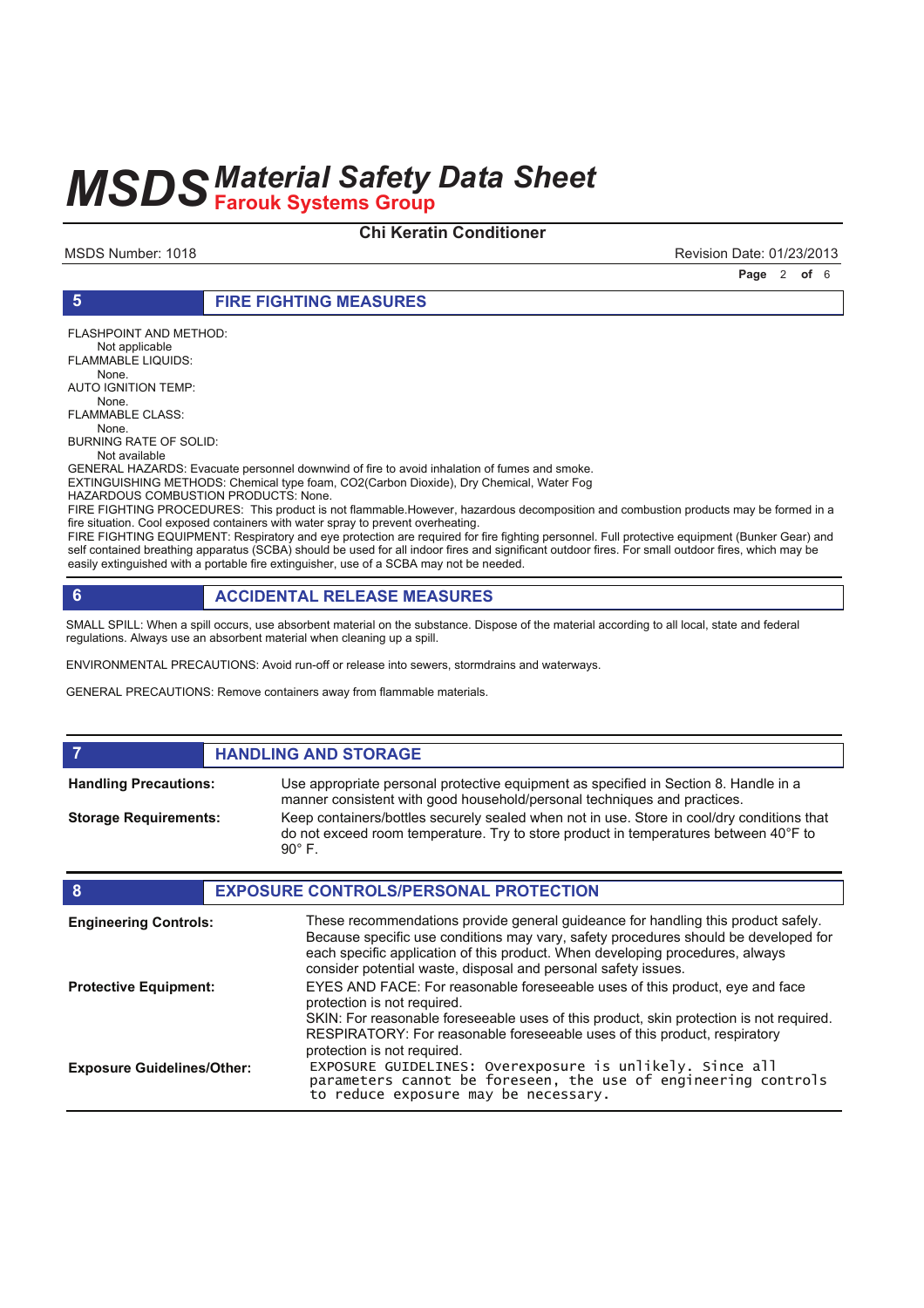## 5 FIRE FIGHTING MEASURES

FLASHPOINT AND METHOD:
Not applicable
FLAMMABLE LIQUIDS:
None.
AUTO IGNITION TEMP:
None.
FLAMMABLE CLASS:
None.
BURNING RATE OF SOLID:
Not available
GENERAL HAZARDS: Evacuate personnel downwind of fire to avoid inhalation of fumes and smoke.
EXTINGUISHING METHODS: Chemical type foam, CO2(Carbon Dioxide), Dry Chemical, Water Fog
HAZARDOUS COMBUSTION PRODUCTS: None.
FIRE FIGHTING PROCEDURES: This product is not flammable.However, hazardous decomposition and combustion products may be formed in a fire situation. Cool exposed containers with water spray to prevent overheating.
FIRE FIGHTING EQUIPMENT: Respiratory and eye protection are required for fire fighting personnel. Full protective equipment (Bunker Gear) and self contained breathing apparatus (SCBA) should be used for all indoor fires and significant outdoor fires. For small outdoor fires, which may be easily extinguished with a portable fire extinguisher, use of a SCBA may not be needed.

## 6 ACCIDENTAL RELEASE MEASURES

SMALL SPILL: When a spill occurs, use absorbent material on the substance. Dispose of the material according to all local, state and federal regulations. Always use an absorbent material when cleaning up a spill.

ENVIRONMENTAL PRECAUTIONS: Avoid run-off or release into sewers, stormdrains and waterways.

GENERAL PRECAUTIONS: Remove containers away from flammable materials.

## 7 HANDLING AND STORAGE

**Handling Precautions:** Use appropriate personal protective equipment as specified in Section 8. Handle in a manner consistent with good household/personal techniques and practices.

**Storage Requirements:** Keep containers/bottles securely sealed when not in use. Store in cool/dry conditions that do not exceed room temperature. Try to store product in temperatures between 40°F to 90° F.

## 8 EXPOSURE CONTROLS/PERSONAL PROTECTION

**Engineering Controls:** These recommendations provide general guideance for handling this product safely. Because specific use conditions may vary, safety procedures should be developed for each specific application of this product. When developing procedures, always consider potential waste, disposal and personal safety issues.

**Protective Equipment:** EYES AND FACE: For reasonable foreseeable uses of this product, eye and face protection is not required.
SKIN: For reasonable foreseeable uses of this product, skin protection is not required.
RESPIRATORY: For reasonable foreseeable uses of this product, respiratory protection is not required.

**Exposure Guidelines/Other:** EXPOSURE GUIDELINES: Overexposure is unlikely. Since all parameters cannot be foreseen, the use of engineering controls to reduce exposure may be necessary.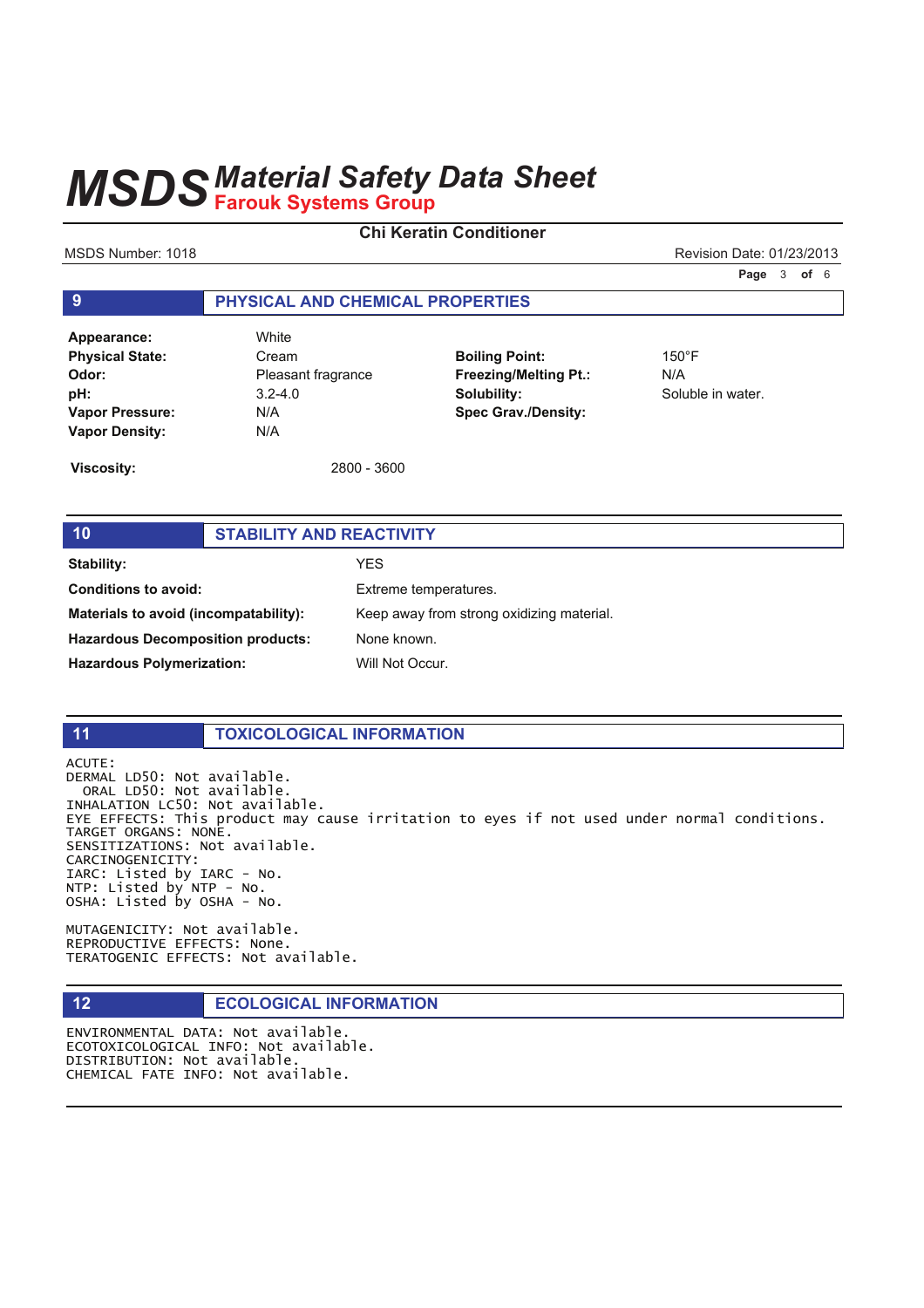## 9 PHYSICAL AND CHEMICAL PROPERTIES

| | | | |
|---|---|---|---|
| **Appearance:** | White | | |
| **Physical State:** | Cream | **Boiling Point:** | 150°F |
| **Odor:** | Pleasant fragrance | **Freezing/Melting Pt.:** | N/A |
| **pH:** | 3.2-4.0 | **Solubility:** | Soluble in water. |
| **Vapor Pressure:** | N/A | **Spec Grav./Density:** | |
| **Vapor Density:** | N/A | | |

**Viscosity:** 2800 - 3600

## 10 STABILITY AND REACTIVITY

| | |
|---|---|
| **Stability:** | YES |
| **Conditions to avoid:** | Extreme temperatures. |
| **Materials to avoid (incompatability):** | Keep away from strong oxidizing material. |
| **Hazardous Decomposition products:** | None known. |
| **Hazardous Polymerization:** | Will Not Occur. |

## 11 TOXICOLOGICAL INFORMATION

ACUTE:
DERMAL LD50: Not available.
ORAL LD50: Not available.
INHALATION LC50: Not available.
EYE EFFECTS: This product may cause irritation to eyes if not used under normal conditions.
TARGET ORGANS: NONE.
SENSITIZATIONS: Not available.
CARCINOGENICITY:
IARC: Listed by IARC - No.
NTP: Listed by NTP - No.
OSHA: Listed by OSHA - No.

MUTAGENICITY: Not available.
REPRODUCTIVE EFFECTS: None.
TERATOGENIC EFFECTS: Not available.

## 12 ECOLOGICAL INFORMATION

ENVIRONMENTAL DATA: Not available.
ECOTOXICOLOGICAL INFO: Not available.
DISTRIBUTION: Not available.
CHEMICAL FATE INFO: Not available.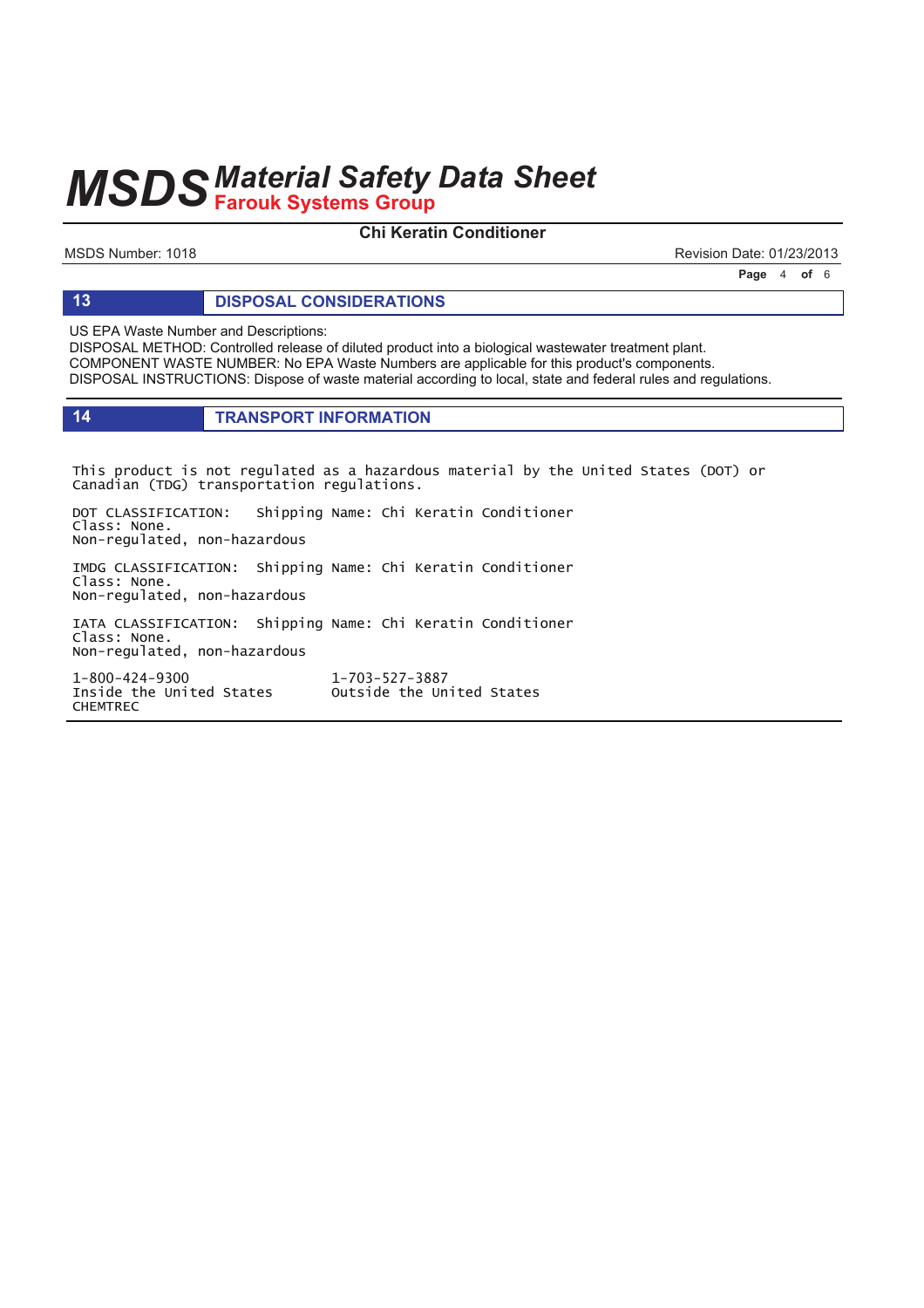## 13 DISPOSAL CONSIDERATIONS

US EPA Waste Number and Descriptions:
DISPOSAL METHOD: Controlled release of diluted product into a biological wastewater treatment plant.
COMPONENT WASTE NUMBER: No EPA Waste Numbers are applicable for this product's components.
DISPOSAL INSTRUCTIONS: Dispose of waste material according to local, state and federal rules and regulations.

## 14 TRANSPORT INFORMATION

This product is not regulated as a hazardous material by the United States (DOT) or Canadian (TDG) transportation regulations.

DOT CLASSIFICATION: Shipping Name: Chi Keratin Conditioner
Class: None.
Non-regulated, non-hazardous

IMDG CLASSIFICATION: Shipping Name: Chi Keratin Conditioner
Class: None.
Non-regulated, non-hazardous

IATA CLASSIFICATION: Shipping Name: Chi Keratin Conditioner
Class: None.
Non-regulated, non-hazardous

1-800-424-9300
Inside the United States
CHEMTREC

1-703-527-3887
Outside the United States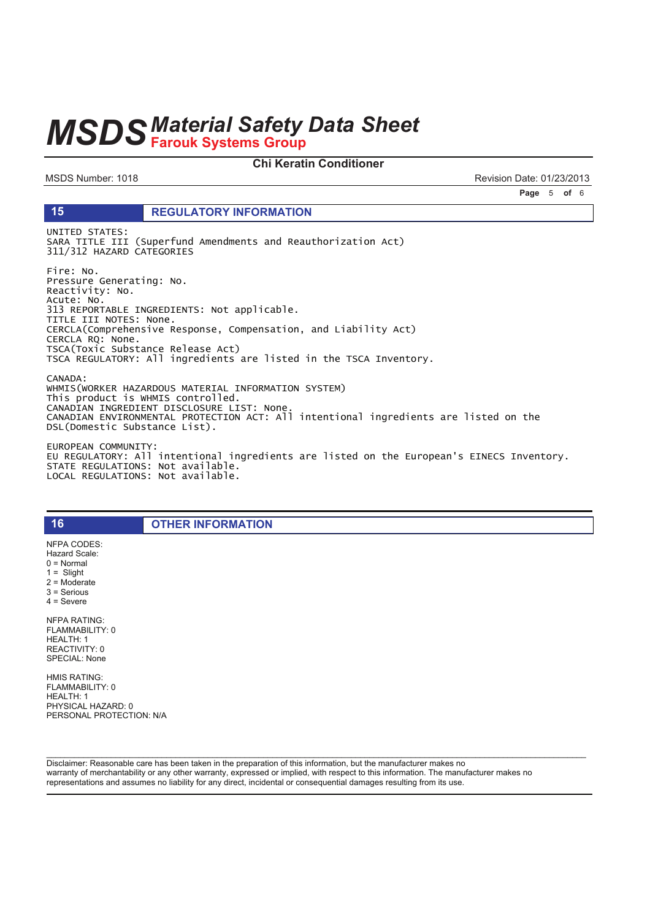## 15 REGULATORY INFORMATION

UNITED STATES:
SARA TITLE III (Superfund Amendments and Reauthorization Act)
311/312 HAZARD CATEGORIES

Fire: No.
Pressure Generating: No.
Reactivity: No.
Acute: No.
313 REPORTABLE INGREDIENTS: Not applicable.
TITLE III NOTES: None.
CERCLA(Comprehensive Response, Compensation, and Liability Act)
CERCLA RQ: None.
TSCA(Toxic Substance Release Act)
TSCA REGULATORY: All ingredients are listed in the TSCA Inventory.

CANADA:
WHMIS(WORKER HAZARDOUS MATERIAL INFORMATION SYSTEM)
This product is WHMIS controlled.
CANADIAN INGREDIENT DISCLOSURE LIST: None.
CANADIAN ENVIRONMENTAL PROTECTION ACT: All intentional ingredients are listed on the DSL(Domestic Substance List).

EUROPEAN COMMUNITY:
EU REGULATORY: All intentional ingredients are listed on the European's EINECS Inventory.
STATE REGULATIONS: Not available.
LOCAL REGULATIONS: Not available.

## 16 OTHER INFORMATION

NFPA CODES:
Hazard Scale:
0 = Normal
1 = Slight
2 = Moderate
3 = Serious
4 = Severe

NFPA RATING:
FLAMMABILITY: 0
HEALTH: 1
REACTIVITY: 0
SPECIAL: None

HMIS RATING:
FLAMMABILITY: 0
HEALTH: 1
PHYSICAL HAZARD: 0
PERSONAL PROTECTION: N/A

Disclaimer: Reasonable care has been taken in the preparation of this information, but the manufacturer makes no warranty of merchantability or any other warranty, expressed or implied, with respect to this information. The manufacturer makes no representations and assumes no liability for any direct, incidental or consequential damages resulting from its use.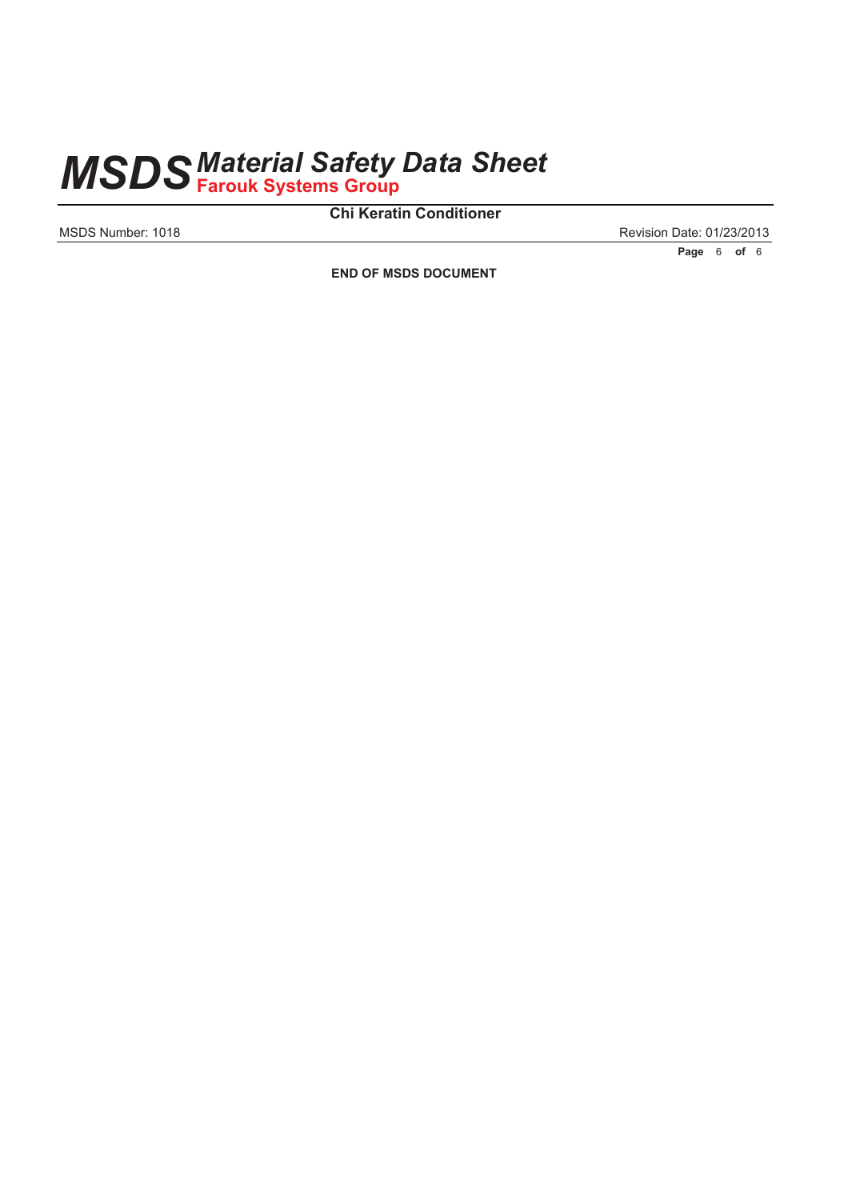**END OF MSDS DOCUMENT**